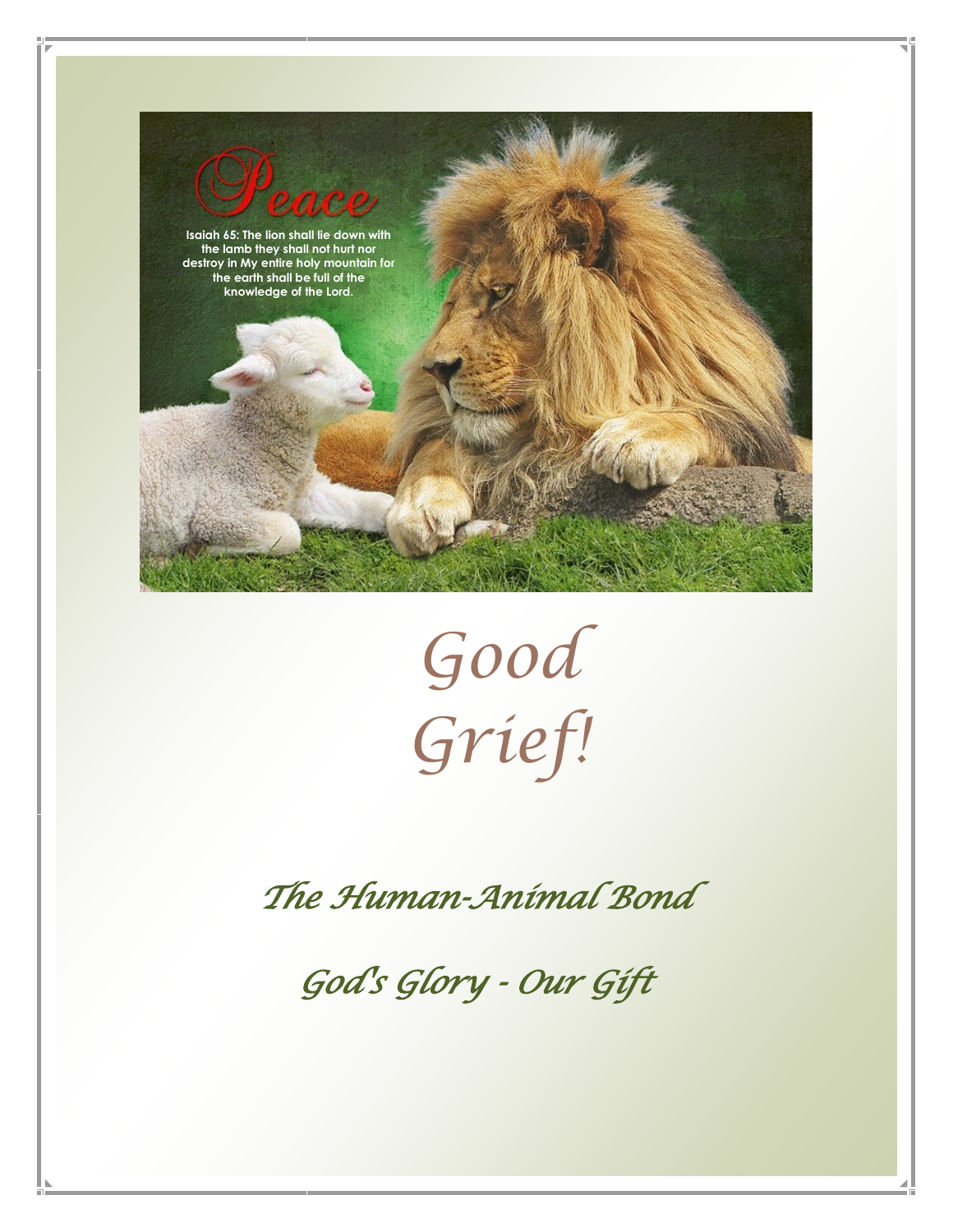Peace

Isaiah 65: The lion shall lie down with the lamb they shall not hurt nor destroy in My entire holy mountain for the earth shall be full of the knowledge of the Lord.

# Good Grief!

## *The Human-Animal Bond*

## *God's Glory - Our Gift*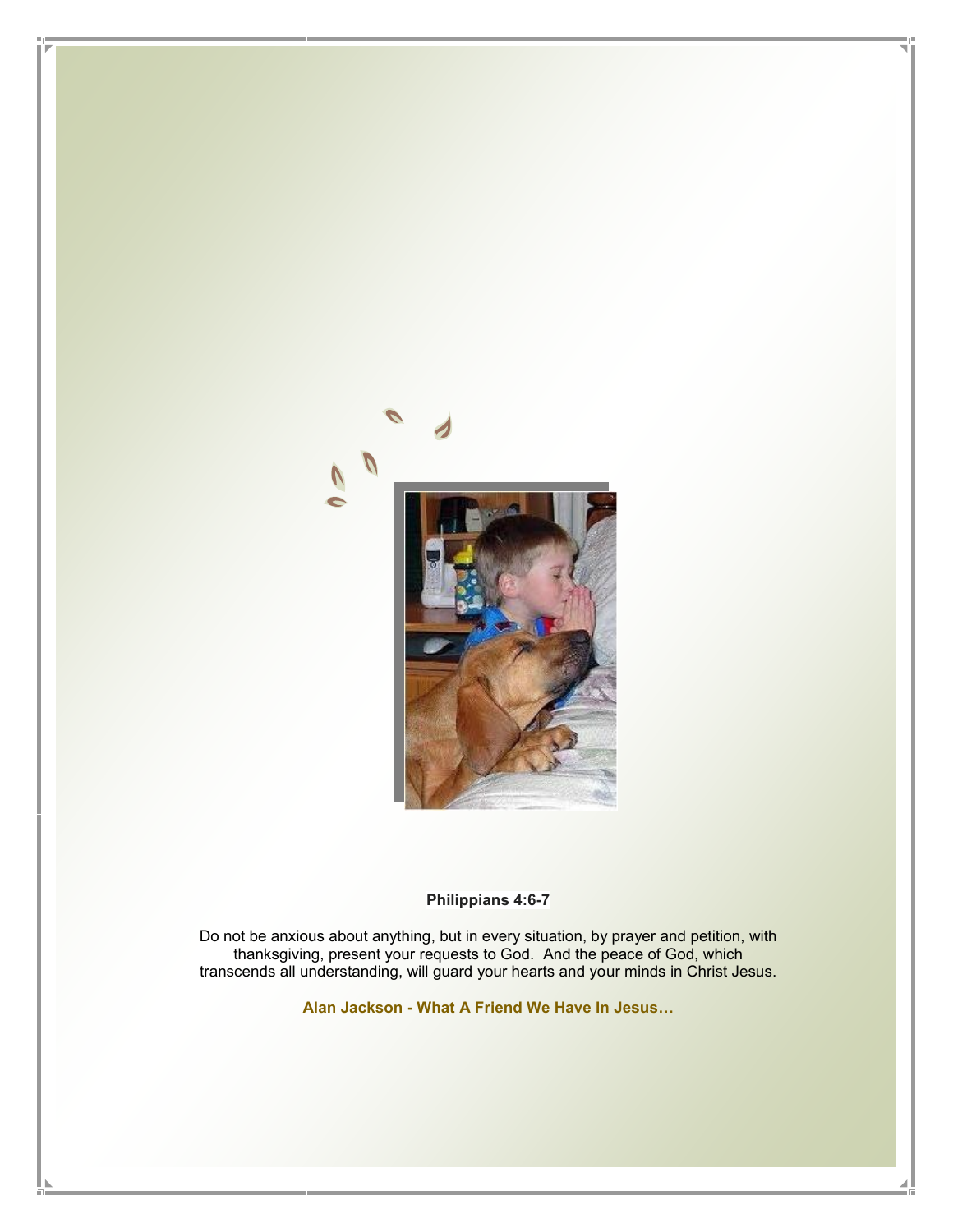**Philippians 4:6-7**

Do not be anxious about anything, but in every situation, by prayer and petition, with thanksgiving, present your requests to God. And the peace of God, which transcends all understanding, will guard your hearts and your minds in Christ Jesus.

**Alan Jackson - What A Friend We Have In Jesus…**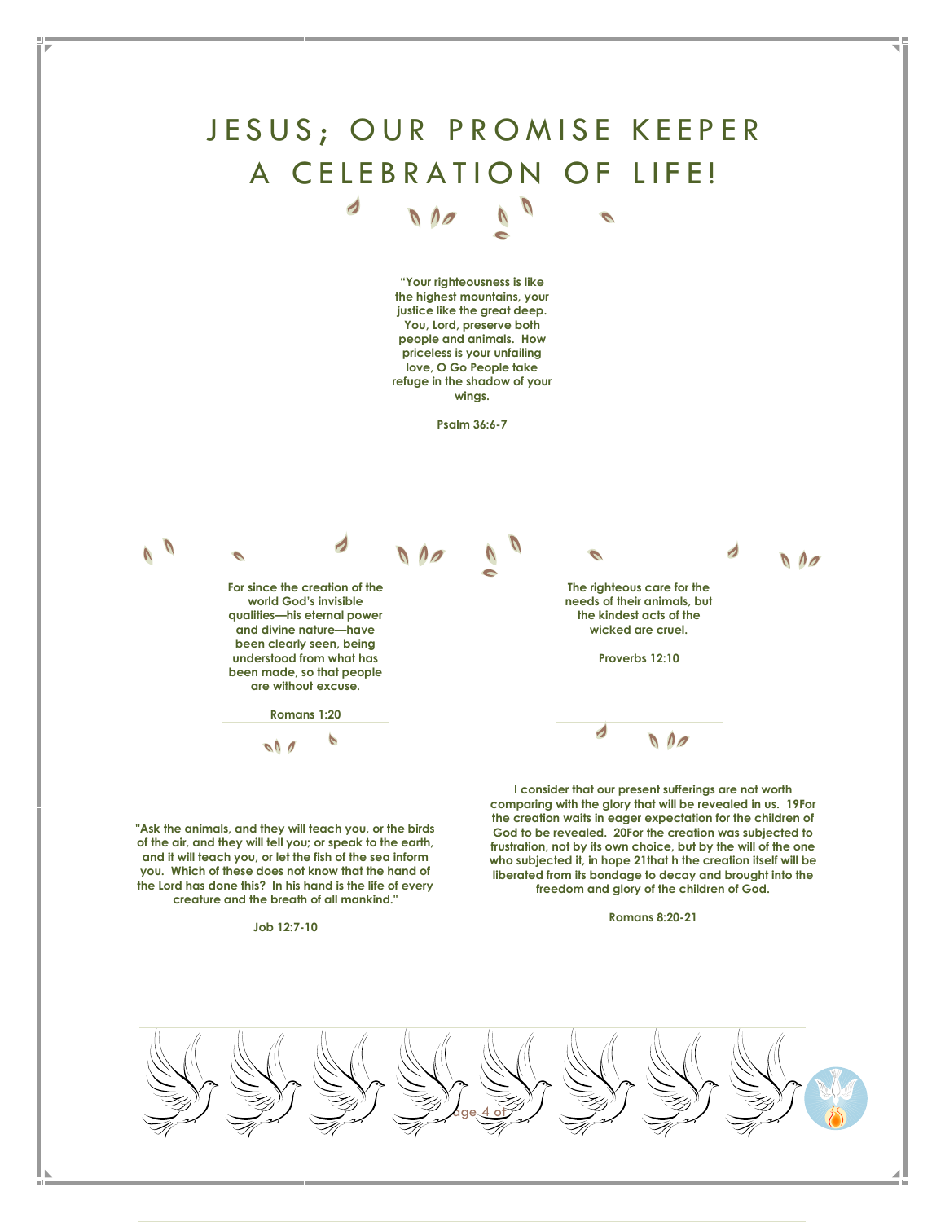# JESUS; OUR PROMISE KEEPER
# A CELEBRATION OF LIFE!

**"Your righteousness is like the highest mountains, your justice like the great deep. You, Lord, preserve both people and animals. How priceless is your unfailing love, O Go People take refuge in the shadow of your wings.**

**Psalm 36:6-7**

**For since the creation of the world God's invisible qualities—his eternal power and divine nature—have been clearly seen, being understood from what has been made, so that people are without excuse.**

**Romans 1:20**

**The righteous care for the needs of their animals, but the kindest acts of the wicked are cruel.**

**Proverbs 12:10**

**"Ask the animals, and they will teach you, or the birds of the air, and they will tell you; or speak to the earth, and it will teach you, or let the fish of the sea inform you. Which of these does not know that the hand of the Lord has done this? In his hand is the life of every creature and the breath of all mankind."**

**Job 12:7-10**

**I consider that our present sufferings are not worth comparing with the glory that will be revealed in us. 19For the creation waits in eager expectation for the children of God to be revealed. 20For the creation was subjected to frustration, not by its own choice, but by the will of the one who subjected it, in hope 21that h the creation itself will be liberated from its bondage to decay and brought into the freedom and glory of the children of God.**

**Romans 8:20-21**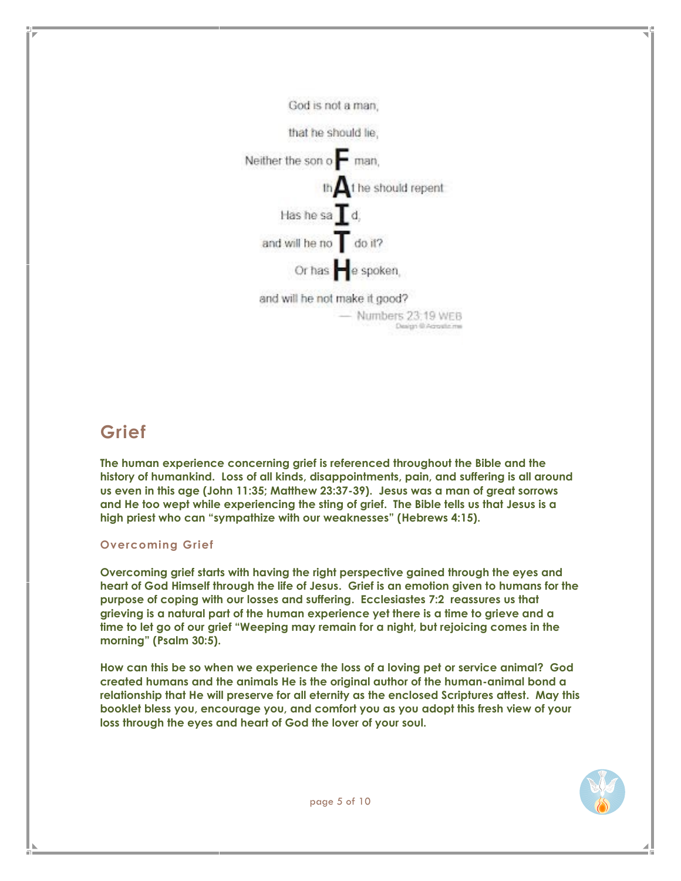God is not a man,

that he should lie,

Neither the son oF man,

thAt he should repent

Has he saId,

and will he noT do it?

Or has He spoken,

and will he not make it good?

— Numbers 23:19 WEB

Design © Acrostic.me

## Grief

**The human experience concerning grief is referenced throughout the Bible and the history of humankind. Loss of all kinds, disappointments, pain, and suffering is all around us even in this age (John 11:35; Matthew 23:37-39). Jesus was a man of great sorrows and He too wept while experiencing the sting of grief. The Bible tells us that Jesus is a high priest who can "sympathize with our weaknesses" (Hebrews 4:15).**

### Overcoming Grief

**Overcoming grief starts with having the right perspective gained through the eyes and heart of God Himself through the life of Jesus. Grief is an emotion given to humans for the purpose of coping with our losses and suffering. Ecclesiastes 7:2 reassures us that grieving is a natural part of the human experience yet there is a time to grieve and a time to let go of our grief "Weeping may remain for a night, but rejoicing comes in the morning" (Psalm 30:5).**

**How can this be so when we experience the loss of a loving pet or service animal? God created humans and the animals He is the original author of the human-animal bond a relationship that He will preserve for all eternity as the enclosed Scriptures attest. May this booklet bless you, encourage you, and comfort you as you adopt this fresh view of your loss through the eyes and heart of God the lover of your soul.**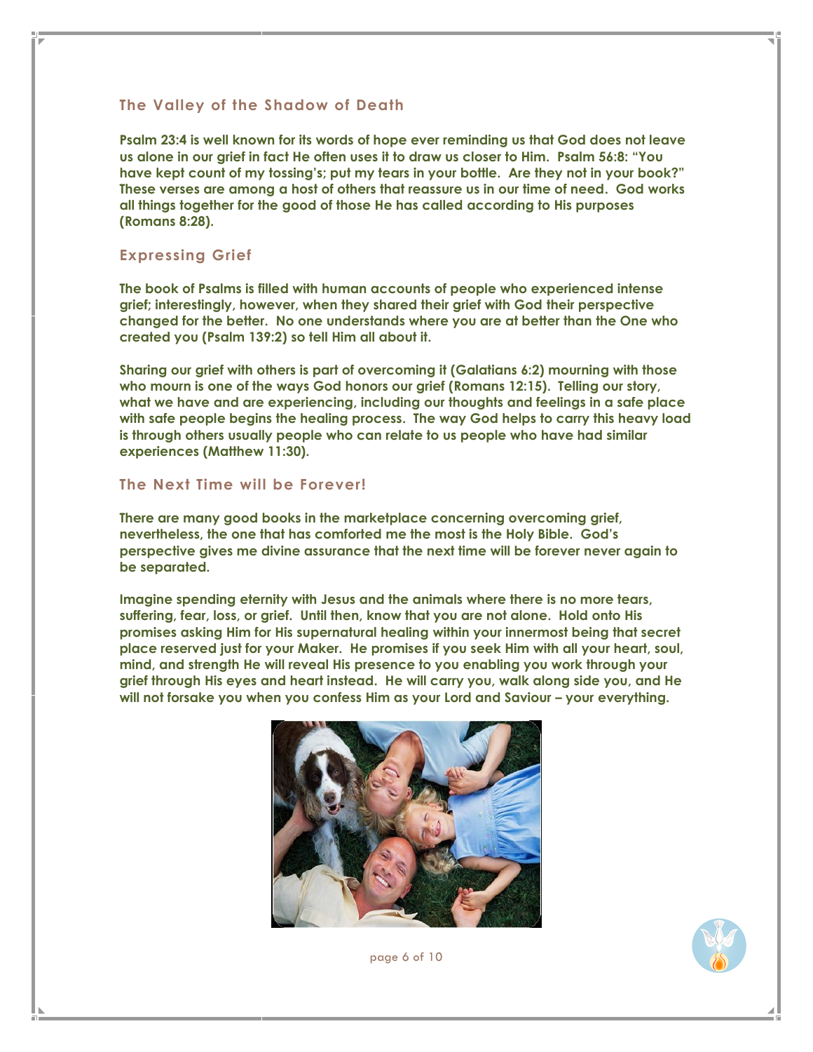## The Valley of the Shadow of Death

**Psalm 23:4 is well known for its words of hope ever reminding us that God does not leave us alone in our grief in fact He often uses it to draw us closer to Him. Psalm 56:8: "You have kept count of my tossing's; put my tears in your bottle. Are they not in your book?" These verses are among a host of others that reassure us in our time of need. God works all things together for the good of those He has called according to His purposes (Romans 8:28).**

## Expressing Grief

**The book of Psalms is filled with human accounts of people who experienced intense grief; interestingly, however, when they shared their grief with God their perspective changed for the better. No one understands where you are at better than the One who created you (Psalm 139:2) so tell Him all about it.**

**Sharing our grief with others is part of overcoming it (Galatians 6:2) mourning with those who mourn is one of the ways God honors our grief (Romans 12:15). Telling our story, what we have and are experiencing, including our thoughts and feelings in a safe place with safe people begins the healing process. The way God helps to carry this heavy load is through others usually people who can relate to us people who have had similar experiences (Matthew 11:30).**

## The Next Time will be Forever!

**There are many good books in the marketplace concerning overcoming grief, nevertheless, the one that has comforted me the most is the Holy Bible. God's perspective gives me divine assurance that the next time will be forever never again to be separated.**

**Imagine spending eternity with Jesus and the animals where there is no more tears, suffering, fear, loss, or grief. Until then, know that you are not alone. Hold onto His promises asking Him for His supernatural healing within your innermost being that secret place reserved just for your Maker. He promises if you seek Him with all your heart, soul, mind, and strength He will reveal His presence to you enabling you work through your grief through His eyes and heart instead. He will carry you, walk along side you, and He will not forsake you when you confess Him as your Lord and Saviour – your everything.**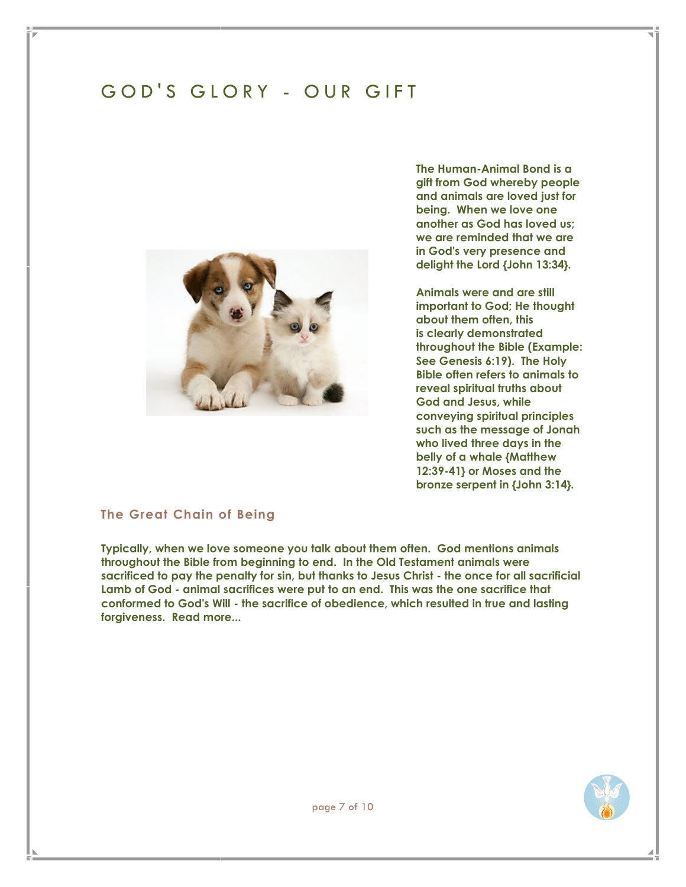# GOD'S GLORY - OUR GIFT

**The Human-Animal Bond is a gift from God whereby people and animals are loved just for being. When we love one another as God has loved us; we are reminded that we are in God's very presence and delight the Lord {John 13:34}.**

**Animals were and are still important to God; He thought about them often, this is clearly demonstrated throughout the Bible (Example: See Genesis 6:19). The Holy Bible often refers to animals to reveal spiritual truths about God and Jesus, while conveying spiritual principles such as the message of Jonah who lived three days in the belly of a whale {Matthew 12:39-41} or Moses and the bronze serpent in {John 3:14}.**

## The Great Chain of Being

**Typically, when we love someone you talk about them often. God mentions animals throughout the Bible from beginning to end. In the Old Testament animals were sacrificed to pay the penalty for sin, but thanks to Jesus Christ - the once for all sacrificial Lamb of God - animal sacrifices were put to an end. This was the one sacrifice that conformed to God's Will - the sacrifice of obedience, which resulted in true and lasting forgiveness. Read more...**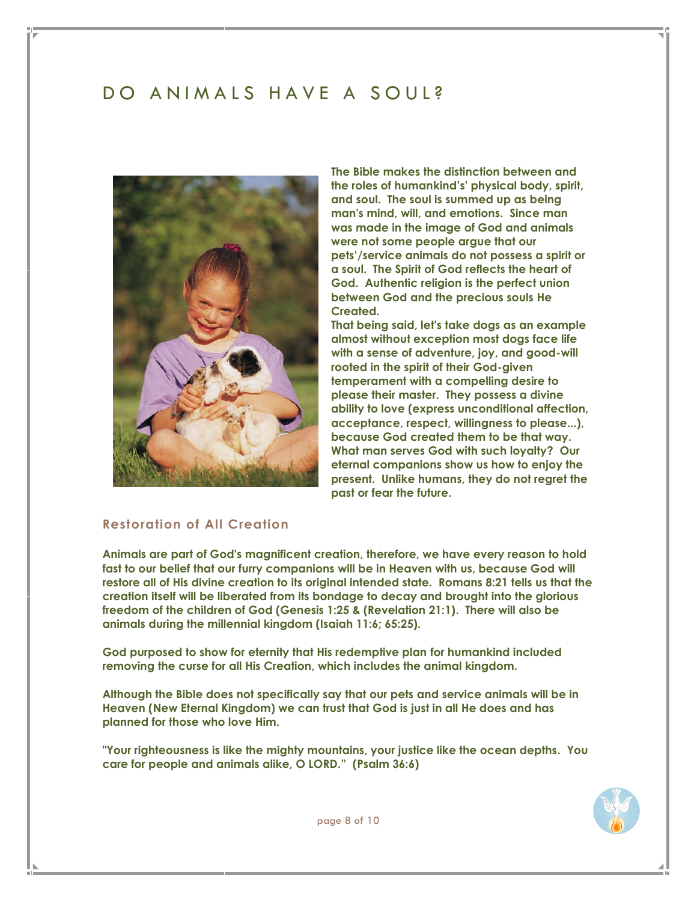# DO ANIMALS HAVE A SOUL?

**The Bible makes the distinction between and the roles of humankind's' physical body, spirit, and soul. The soul is summed up as being man's mind, will, and emotions. Since man was made in the image of God and animals were not some people argue that our pets'/service animals do not possess a spirit or a soul. The Spirit of God reflects the heart of God. Authentic religion is the perfect union between God and the precious souls He Created.**

**That being said, let's take dogs as an example almost without exception most dogs face life with a sense of adventure, joy, and good-will rooted in the spirit of their God-given temperament with a compelling desire to please their master. They possess a divine ability to love (express unconditional affection, acceptance, respect, willingness to please...), because God created them to be that way. What man serves God with such loyalty? Our eternal companions show us how to enjoy the present. Unlike humans, they do not regret the past or fear the future.**

## Restoration of All Creation

**Animals are part of God's magnificent creation, therefore, we have every reason to hold fast to our belief that our furry companions will be in Heaven with us, because God will restore all of His divine creation to its original intended state. Romans 8:21 tells us that the creation itself will be liberated from its bondage to decay and brought into the glorious freedom of the children of God (Genesis 1:25 & (Revelation 21:1). There will also be animals during the millennial kingdom (Isaiah 11:6; 65:25).**

**God purposed to show for eternity that His redemptive plan for humankind included removing the curse for all His Creation, which includes the animal kingdom.**

**Although the Bible does not specifically say that our pets and service animals will be in Heaven (New Eternal Kingdom) we can trust that God is just in all He does and has planned for those who love Him.**

**"Your righteousness is like the mighty mountains, your justice like the ocean depths. You care for people and animals alike, O LORD." (Psalm 36:6)**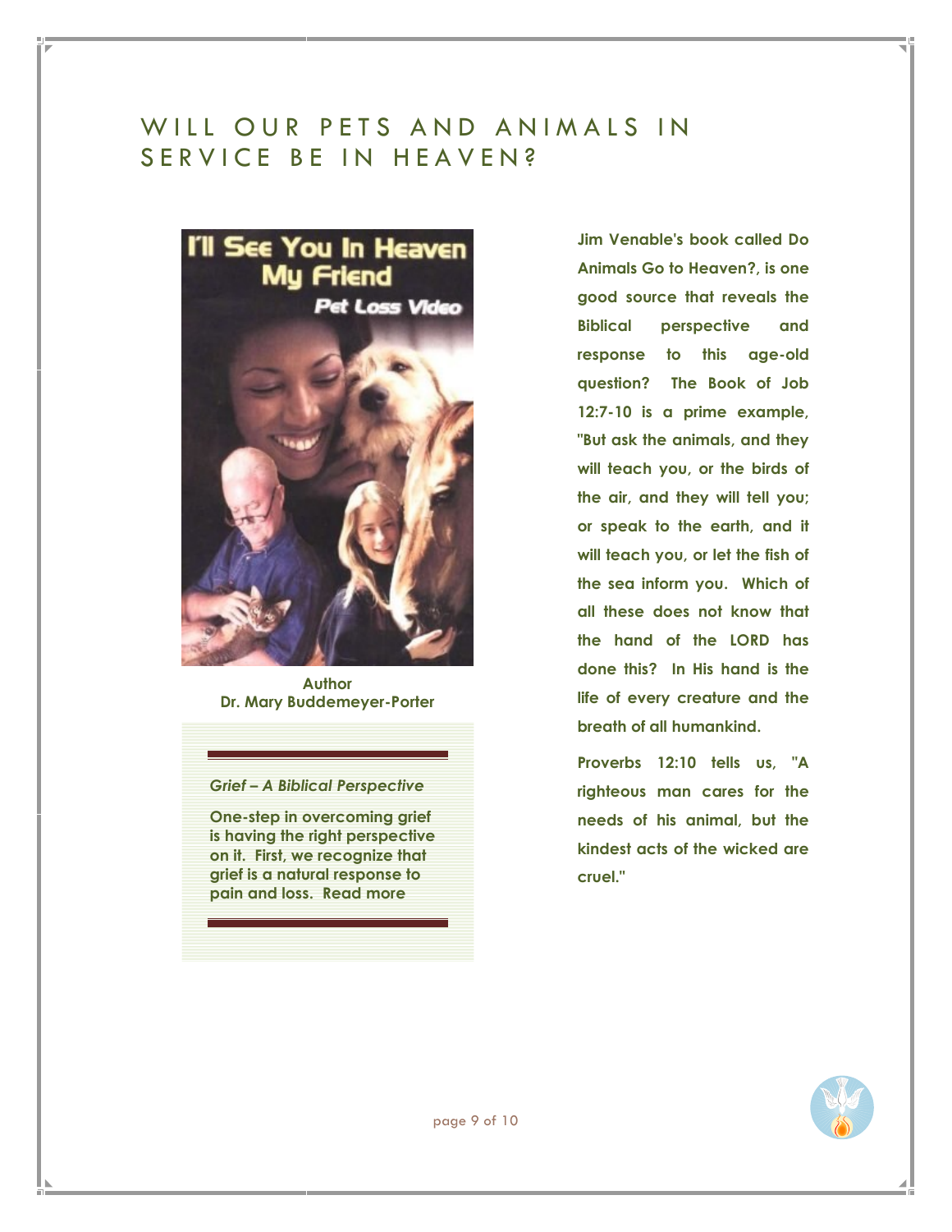# WILL OUR PETS AND ANIMALS IN SERVICE BE IN HEAVEN?

Author
Dr. Mary Buddemeyer-Porter

*Grief – A Biblical Perspective*

One-step in overcoming grief is having the right perspective on it. First, we recognize that grief is a natural response to pain and loss. Read more

**Jim Venable's book called Do Animals Go to Heaven?, is one good source that reveals the Biblical perspective and response to this age-old question? The Book of Job 12:7-10 is a prime example, "But ask the animals, and they will teach you, or the birds of the air, and they will tell you; or speak to the earth, and it will teach you, or let the fish of the sea inform you. Which of all these does not know that the hand of the LORD has done this? In His hand is the life of every creature and the breath of all humankind.**

**Proverbs 12:10 tells us, "A righteous man cares for the needs of his animal, but the kindest acts of the wicked are cruel."**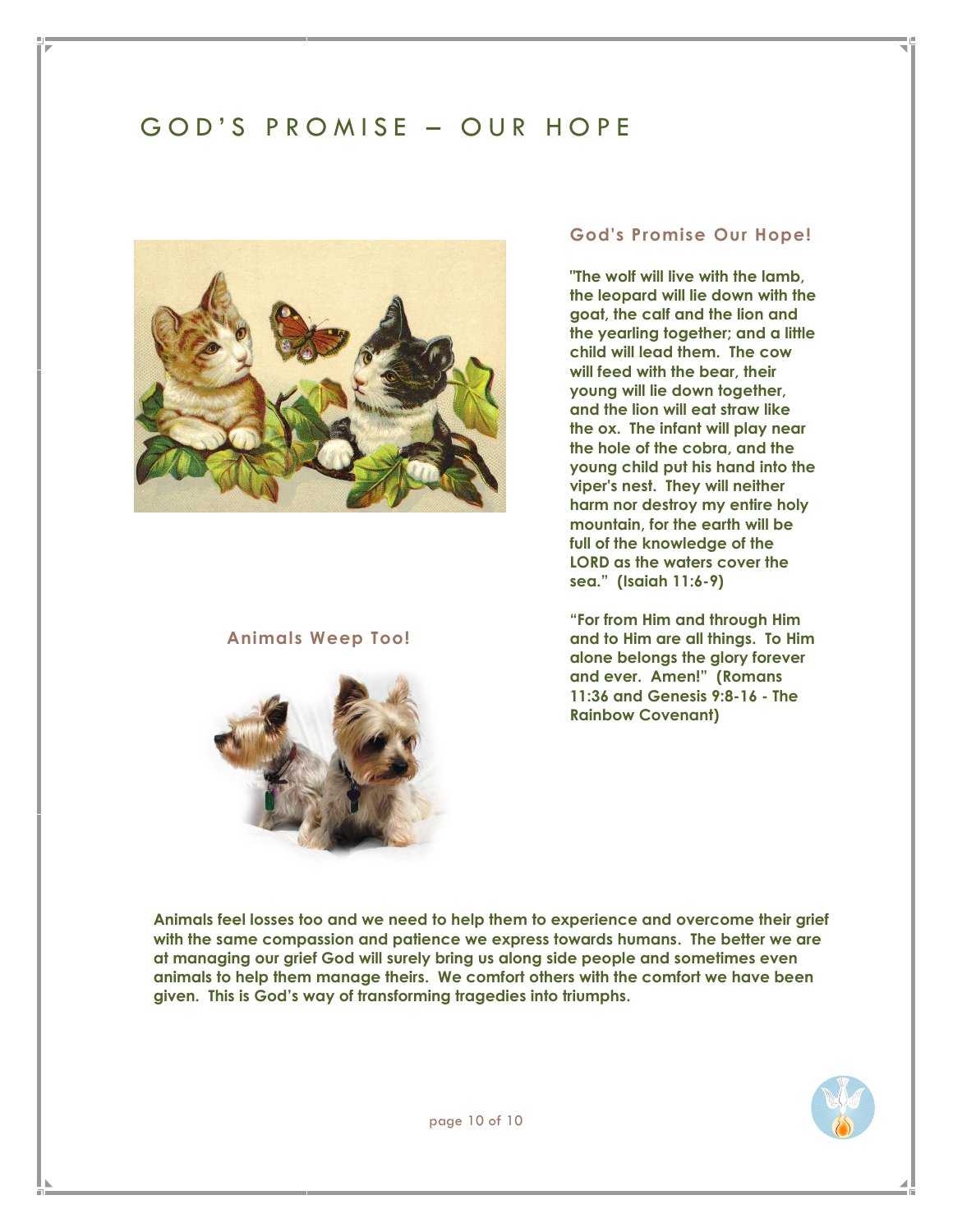# GOD'S PROMISE – OUR HOPE

## God's Promise Our Hope!

**"The wolf will live with the lamb, the leopard will lie down with the goat, the calf and the lion and the yearling together; and a little child will lead them. The cow will feed with the bear, their young will lie down together, and the lion will eat straw like the ox. The infant will play near the hole of the cobra, and the young child put his hand into the viper's nest. They will neither harm nor destroy my entire holy mountain, for the earth will be full of the knowledge of the LORD as the waters cover the sea." (Isaiah 11:6-9)**

**"For from Him and through Him and to Him are all things. To Him alone belongs the glory forever and ever. Amen!" (Romans 11:36 and Genesis 9:8-16 - The Rainbow Covenant)**

## Animals Weep Too!

**Animals feel losses too and we need to help them to experience and overcome their grief with the same compassion and patience we express towards humans. The better we are at managing our grief God will surely bring us along side people and sometimes even animals to help them manage theirs. We comfort others with the comfort we have been given. This is God's way of transforming tragedies into triumphs.**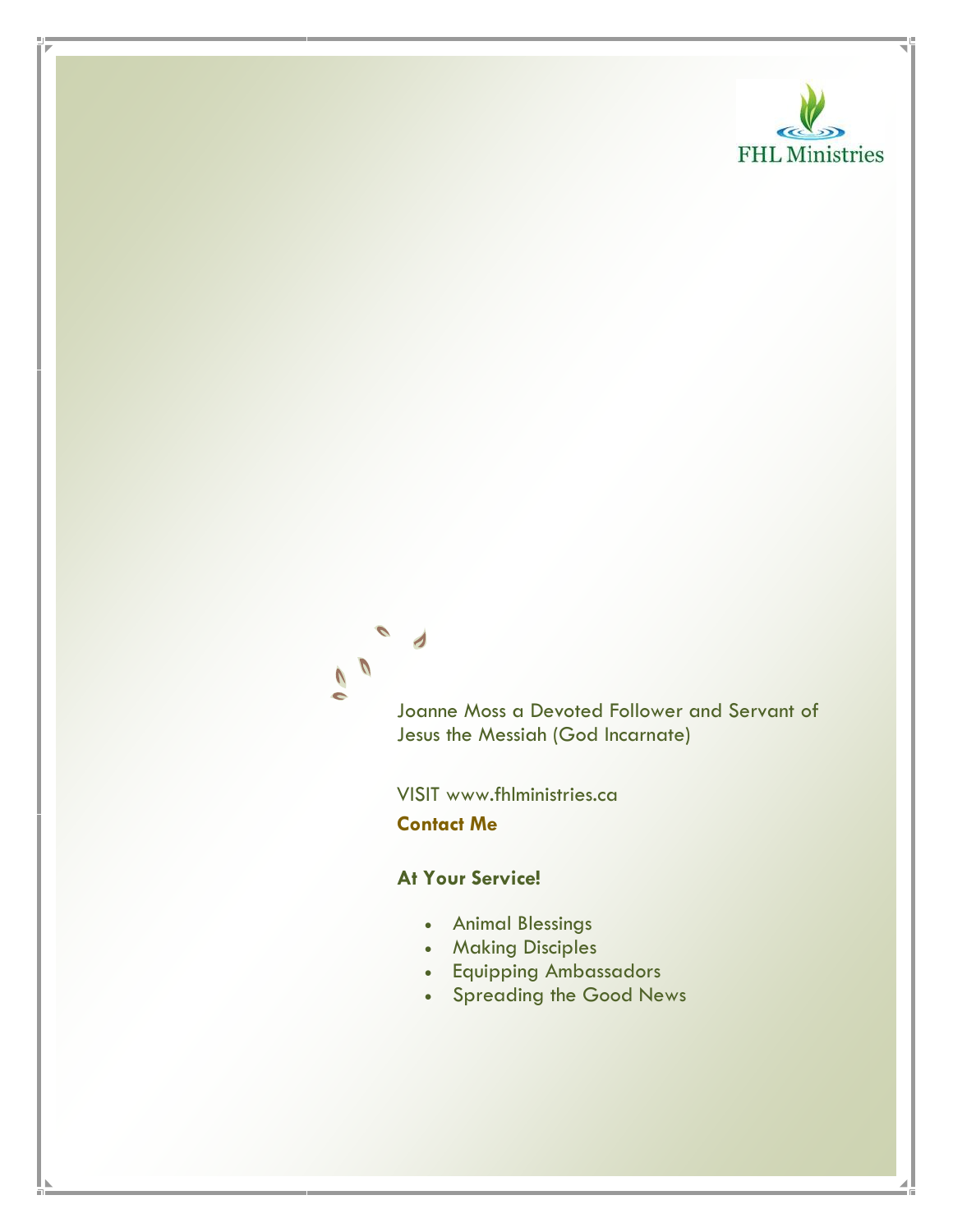FHL Ministries

Joanne Moss a Devoted Follower and Servant of Jesus the Messiah (God Incarnate)

VISIT www.fhlministries.ca

**Contact Me**

**At Your Service!**

- Animal Blessings
- Making Disciples
- Equipping Ambassadors
- Spreading the Good News